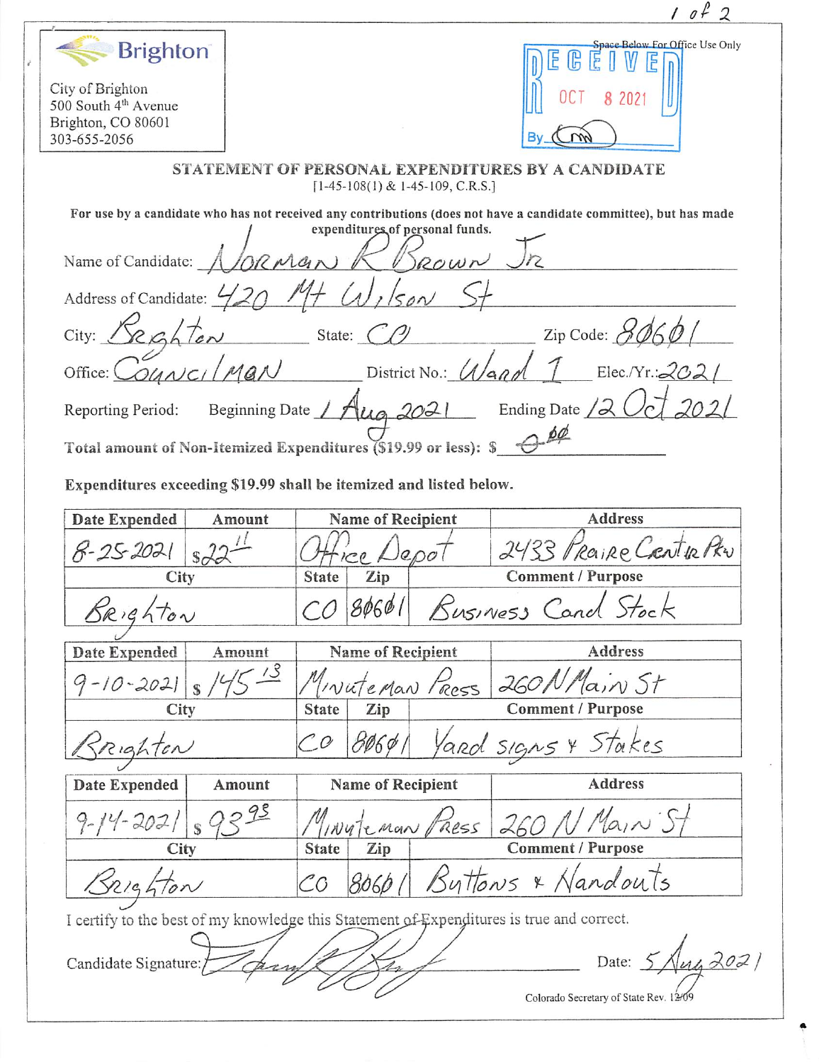Brighton

City of Brighton
500 South 4th Avenue
Brighton, CO 80601
303-655-2056

Space Below For Office Use Only

RECEIVED
OCT 8 2021
By

## STATEMENT OF PERSONAL EXPENDITURES BY A CANDIDATE

[1-45-108(1) & 1-45-109, C.R.S.]

**For use by a candidate who has not received any contributions (does not have a candidate committee), but has made expenditures of personal funds.**

Name of Candidate: Norman R Brown Jr

Address of Candidate: 420 Mt Wilson St

City: Brighton State: CO Zip Code: 80601

Office: Councilman District No.: Ward 1 Elec./Yr.: 2021

Reporting Period: Beginning Date 1 Aug 2021 Ending Date 12 Oct 2021

**Total amount of Non-Itemized Expenditures ($19.99 or less):** $ -0- 00

**Expenditures exceeding $19.99 shall be itemized and listed below.**

| Date Expended | Amount | Name of Recipient | | Address |
|---|---|---|---|---|
| 8-25-2021 | $22.11 | Office Depot | | 2433 Prairie Center Pkw |
| **City** | | **State** | **Zip** | **Comment / Purpose** |
| Brighton | | CO | 80601 | Business Card Stock |

| Date Expended | Amount | Name of Recipient | | Address |
|---|---|---|---|---|
| 9-10-2021 | $145.13 | Minuteman Press | | 260 N Main St |
| **City** | | **State** | **Zip** | **Comment / Purpose** |
| Brighton | | CO | 80601 | Yard signs & Stakes |

| Date Expended | Amount | Name of Recipient | | Address |
|---|---|---|---|---|
| 9-14-2021 | $93.95 | Minuteman Press | | 260 N Main St |
| **City** | | **State** | **Zip** | **Comment / Purpose** |
| Brighton | | CO | 80601 | Buttons & Handouts |

I certify to the best of my knowledge this Statement of Expenditures is true and correct.

Candidate Signature: [signature] Date: 5 Aug 2021

Colorado Secretary of State Rev. 12/09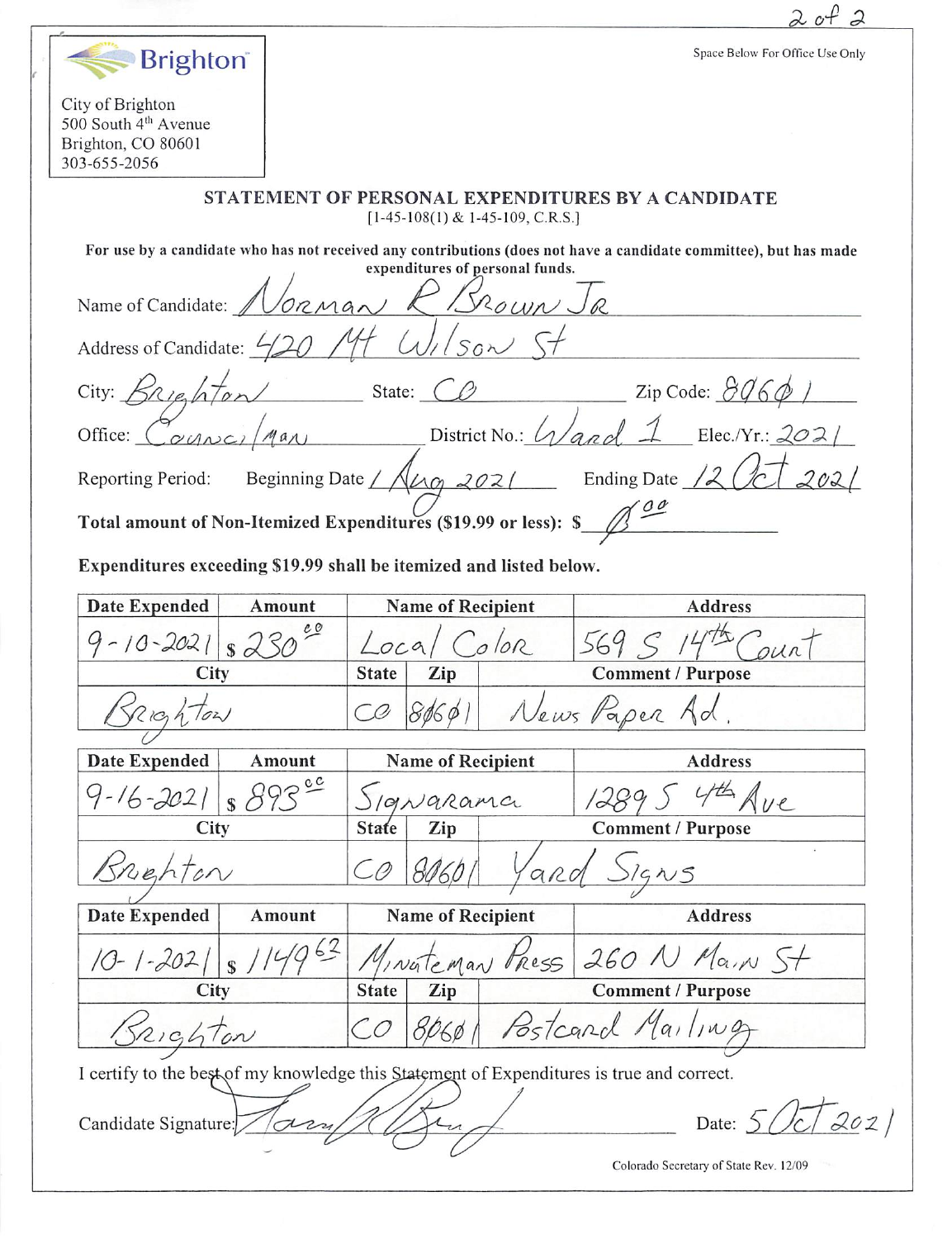Brighton

City of Brighton
500 South 4th Avenue
Brighton, CO 80601
303-655-2056

Space Below For Office Use Only

## STATEMENT OF PERSONAL EXPENDITURES BY A CANDIDATE

[1-45-108(1) & 1-45-109, C.R.S.]

**For use by a candidate who has not received any contributions (does not have a candidate committee), but has made expenditures of personal funds.**

Name of Candidate: Norman R Brown Jr

Address of Candidate: 420 Mt Wilson St

City: Brighton State: CO Zip Code: 80601

Office: Councilman District No.: Ward 1 Elec./Yr.: 2021

Reporting Period: Beginning Date 1 Aug 2021 Ending Date 12 Oct 2021

**Total amount of Non-Itemized Expenditures ($19.99 or less): $** 0.00

**Expenditures exceeding $19.99 shall be itemized and listed below.**

| Date Expended | Amount | Name of Recipient | Address |
|---|---|---|---|
| 9-10-2021 | $ 230.00 | Local Color | 569 S 14th Court |

| City | State | Zip | Comment / Purpose |
|---|---|---|---|
| Brighton | CO | 80601 | News Paper Ad. |

| Date Expended | Amount | Name of Recipient | Address |
|---|---|---|---|
| 9-16-2021 | $ 893.00 | Signarama | 1289 S 4th Ave |

| City | State | Zip | Comment / Purpose |
|---|---|---|---|
| Brighton | CO | 80601 | Yard Signs |

| Date Expended | Amount | Name of Recipient | Address |
|---|---|---|---|
| 10-1-2021 | $ 1149.62 | Minuteman Press | 260 N Main St |

| City | State | Zip | Comment / Purpose |
|---|---|---|---|
| Brighton | CO | 80601 | Postcard Mailing |

I certify to the best of my knowledge this Statement of Expenditures is true and correct.

Candidate Signature: [signature] Date: 5 Oct 2021

Colorado Secretary of State Rev. 12/09